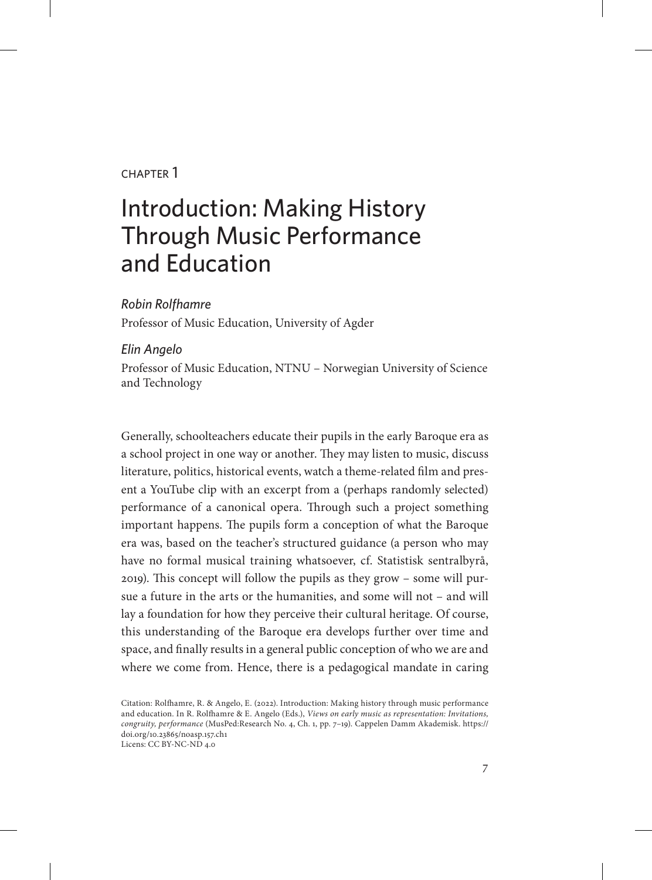CHAPTER 1

# Introduction: Making History Through Music Performance and Education

*Robin Rolfhamre*

Professor of Music Education, University of Agder

*Elin Angelo*

Professor of Music Education, NTNU – Norwegian University of Science and Technology

Generally, schoolteachers educate their pupils in the early Baroque era as a school project in one way or another. They may listen to music, discuss literature, politics, historical events, watch a theme-related film and present a YouTube clip with an excerpt from a (perhaps randomly selected) performance of a canonical opera. Through such a project something important happens. The pupils form a conception of what the Baroque era was, based on the teacher's structured guidance (a person who may have no formal musical training whatsoever, cf. Statistisk sentralbyrå, 2019). This concept will follow the pupils as they grow – some will pursue a future in the arts or the humanities, and some will not – and will lay a foundation for how they perceive their cultural heritage. Of course, this understanding of the Baroque era develops further over time and space, and finally results in a general public conception of who we are and where we come from. Hence, there is a pedagogical mandate in caring

Citation: Rolfhamre, R. & Angelo, E. (2022). Introduction: Making history through music performance and education. In R. Rolfhamre & E. Angelo (Eds.), *Views on early music as representation: Invitations, congruity, performance* (MusPed:Research No. 4, Ch. 1, pp. 7–19). Cappelen Damm Akademisk. https://doi.org/10.23865/noasp.157.ch1
Licens: CC BY-NC-ND 4.0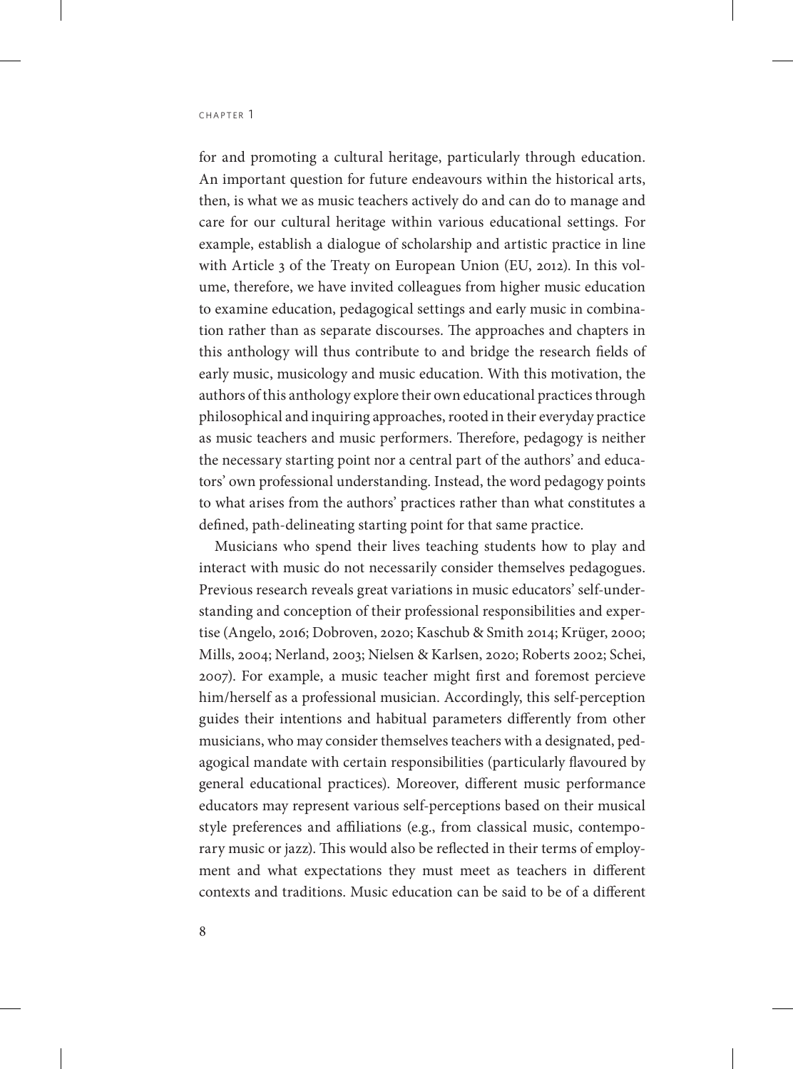for and promoting a cultural heritage, particularly through education. An important question for future endeavours within the historical arts, then, is what we as music teachers actively do and can do to manage and care for our cultural heritage within various educational settings. For example, establish a dialogue of scholarship and artistic practice in line with Article 3 of the Treaty on European Union (EU, 2012). In this volume, therefore, we have invited colleagues from higher music education to examine education, pedagogical settings and early music in combination rather than as separate discourses. The approaches and chapters in this anthology will thus contribute to and bridge the research fields of early music, musicology and music education. With this motivation, the authors of this anthology explore their own educational practices through philosophical and inquiring approaches, rooted in their everyday practice as music teachers and music performers. Therefore, pedagogy is neither the necessary starting point nor a central part of the authors' and educators' own professional understanding. Instead, the word pedagogy points to what arises from the authors' practices rather than what constitutes a defined, path-delineating starting point for that same practice.

Musicians who spend their lives teaching students how to play and interact with music do not necessarily consider themselves pedagogues. Previous research reveals great variations in music educators' self-understanding and conception of their professional responsibilities and expertise (Angelo, 2016; Dobroven, 2020; Kaschub & Smith 2014; Krüger, 2000; Mills, 2004; Nerland, 2003; Nielsen & Karlsen, 2020; Roberts 2002; Schei, 2007). For example, a music teacher might first and foremost percieve him/herself as a professional musician. Accordingly, this self-perception guides their intentions and habitual parameters differently from other musicians, who may consider themselves teachers with a designated, pedagogical mandate with certain responsibilities (particularly flavoured by general educational practices). Moreover, different music performance educators may represent various self-perceptions based on their musical style preferences and affiliations (e.g., from classical music, contemporary music or jazz). This would also be reflected in their terms of employment and what expectations they must meet as teachers in different contexts and traditions. Music education can be said to be of a different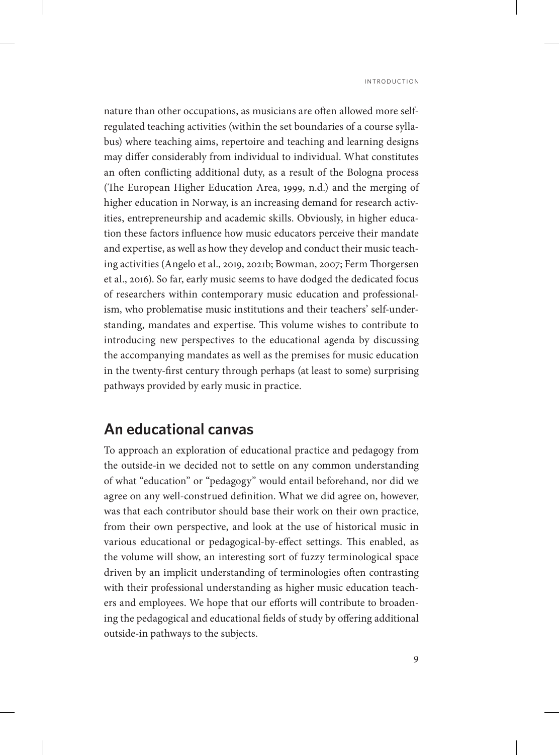nature than other occupations, as musicians are often allowed more self-regulated teaching activities (within the set boundaries of a course syllabus) where teaching aims, repertoire and teaching and learning designs may differ considerably from individual to individual. What constitutes an often conflicting additional duty, as a result of the Bologna process (The European Higher Education Area, 1999, n.d.) and the merging of higher education in Norway, is an increasing demand for research activities, entrepreneurship and academic skills. Obviously, in higher education these factors influence how music educators perceive their mandate and expertise, as well as how they develop and conduct their music teaching activities (Angelo et al., 2019, 2021b; Bowman, 2007; Ferm Thorgersen et al., 2016). So far, early music seems to have dodged the dedicated focus of researchers within contemporary music education and professionalism, who problematise music institutions and their teachers' self-understanding, mandates and expertise. This volume wishes to contribute to introducing new perspectives to the educational agenda by discussing the accompanying mandates as well as the premises for music education in the twenty-first century through perhaps (at least to some) surprising pathways provided by early music in practice.

## An educational canvas

To approach an exploration of educational practice and pedagogy from the outside-in we decided not to settle on any common understanding of what "education" or "pedagogy" would entail beforehand, nor did we agree on any well-construed definition. What we did agree on, however, was that each contributor should base their work on their own practice, from their own perspective, and look at the use of historical music in various educational or pedagogical-by-effect settings. This enabled, as the volume will show, an interesting sort of fuzzy terminological space driven by an implicit understanding of terminologies often contrasting with their professional understanding as higher music education teachers and employees. We hope that our efforts will contribute to broadening the pedagogical and educational fields of study by offering additional outside-in pathways to the subjects.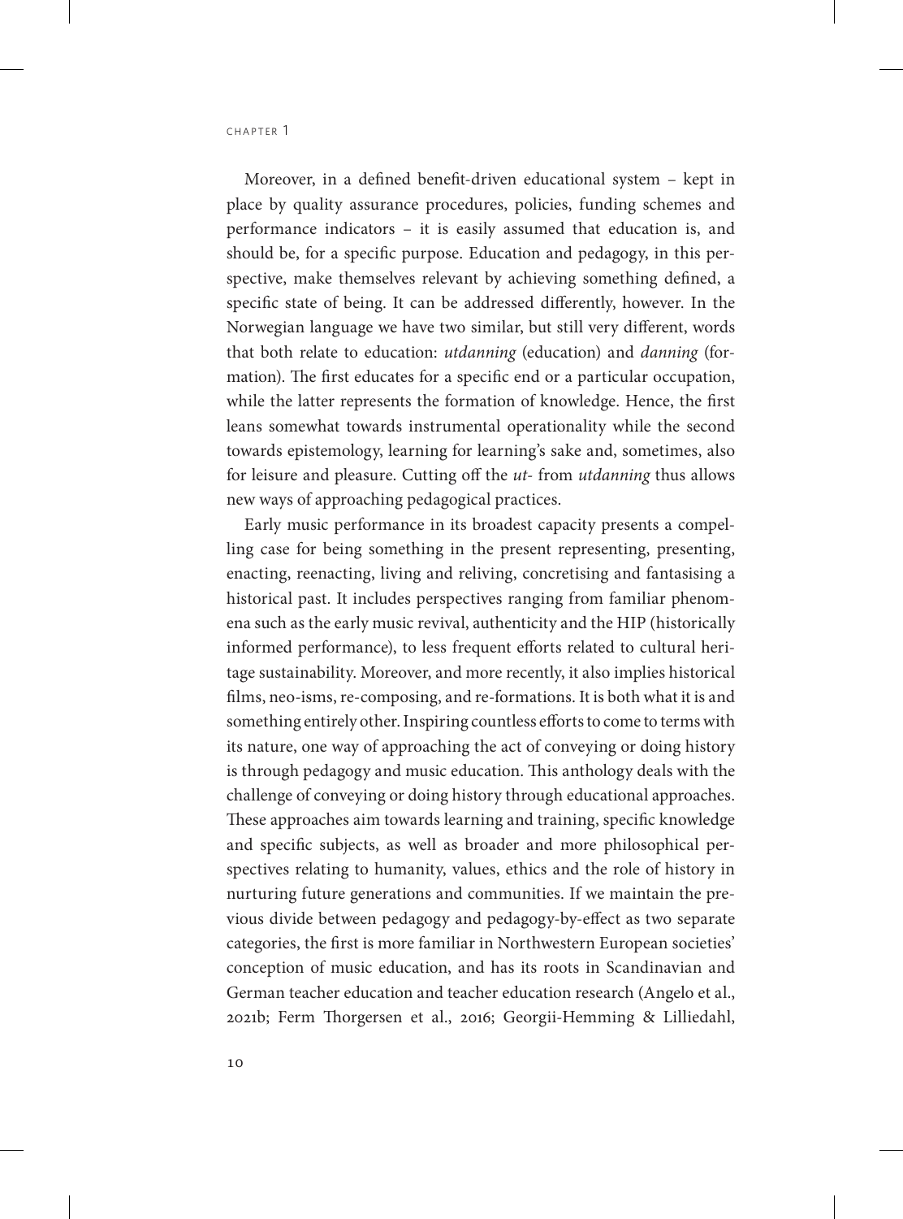Moreover, in a defined benefit-driven educational system – kept in place by quality assurance procedures, policies, funding schemes and performance indicators – it is easily assumed that education is, and should be, for a specific purpose. Education and pedagogy, in this perspective, make themselves relevant by achieving something defined, a specific state of being. It can be addressed differently, however. In the Norwegian language we have two similar, but still very different, words that both relate to education: *utdanning* (education) and *danning* (formation). The first educates for a specific end or a particular occupation, while the latter represents the formation of knowledge. Hence, the first leans somewhat towards instrumental operationality while the second towards epistemology, learning for learning's sake and, sometimes, also for leisure and pleasure. Cutting off the *ut-* from *utdanning* thus allows new ways of approaching pedagogical practices.

Early music performance in its broadest capacity presents a compelling case for being something in the present representing, presenting, enacting, reenacting, living and reliving, concretising and fantasising a historical past. It includes perspectives ranging from familiar phenomena such as the early music revival, authenticity and the HIP (historically informed performance), to less frequent efforts related to cultural heritage sustainability. Moreover, and more recently, it also implies historical films, neo-isms, re-composing, and re-formations. It is both what it is and something entirely other. Inspiring countless efforts to come to terms with its nature, one way of approaching the act of conveying or doing history is through pedagogy and music education. This anthology deals with the challenge of conveying or doing history through educational approaches. These approaches aim towards learning and training, specific knowledge and specific subjects, as well as broader and more philosophical perspectives relating to humanity, values, ethics and the role of history in nurturing future generations and communities. If we maintain the previous divide between pedagogy and pedagogy-by-effect as two separate categories, the first is more familiar in Northwestern European societies' conception of music education, and has its roots in Scandinavian and German teacher education and teacher education research (Angelo et al., 2021b; Ferm Thorgersen et al., 2016; Georgii-Hemming & Lilliedahl,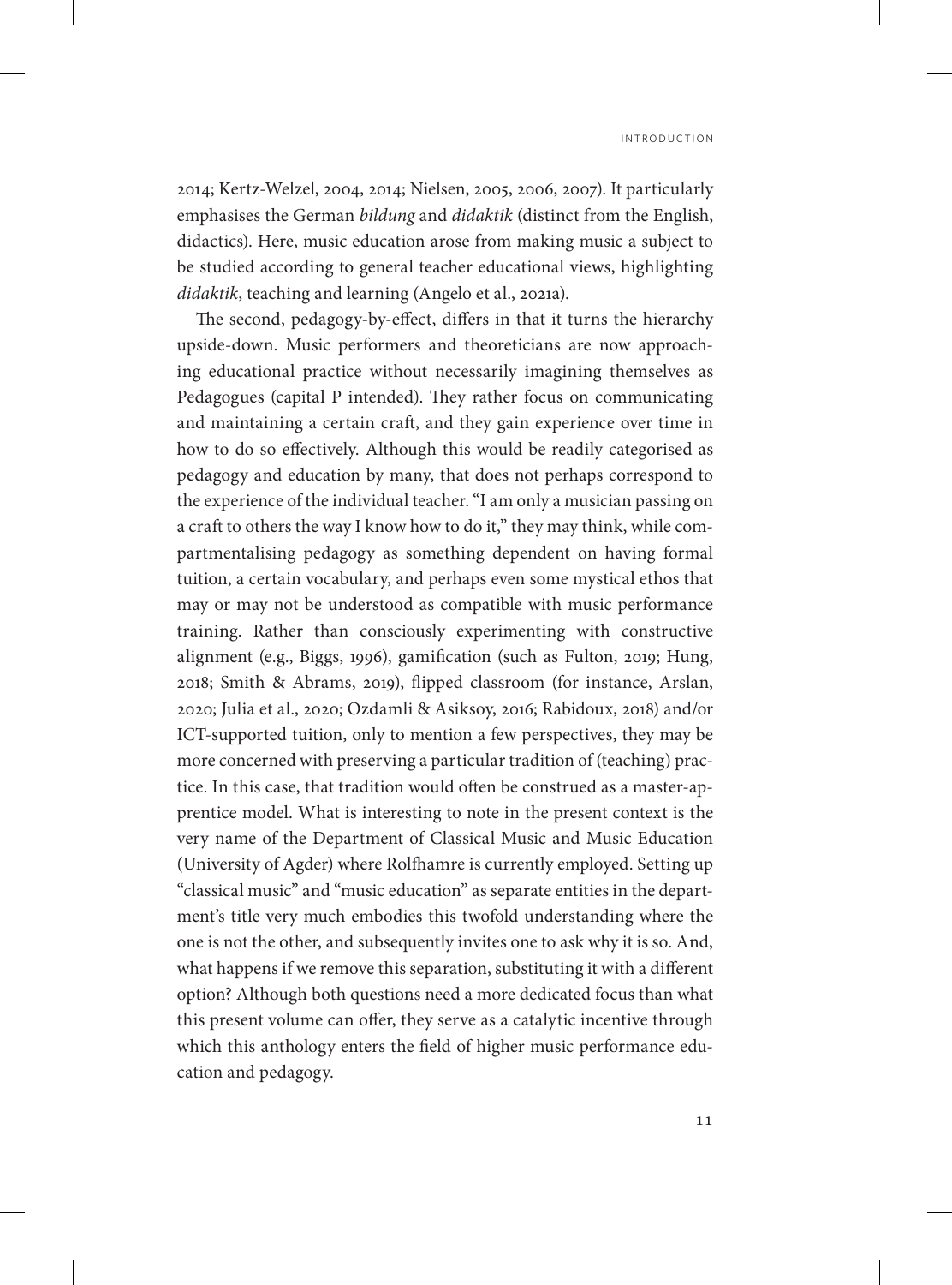2014; Kertz-Welzel, 2004, 2014; Nielsen, 2005, 2006, 2007). It particularly emphasises the German *bildung* and *didaktik* (distinct from the English, didactics). Here, music education arose from making music a subject to be studied according to general teacher educational views, highlighting *didaktik*, teaching and learning (Angelo et al., 2021a).

The second, pedagogy-by-effect, differs in that it turns the hierarchy upside-down. Music performers and theoreticians are now approaching educational practice without necessarily imagining themselves as Pedagogues (capital P intended). They rather focus on communicating and maintaining a certain craft, and they gain experience over time in how to do so effectively. Although this would be readily categorised as pedagogy and education by many, that does not perhaps correspond to the experience of the individual teacher. "I am only a musician passing on a craft to others the way I know how to do it," they may think, while compartmentalising pedagogy as something dependent on having formal tuition, a certain vocabulary, and perhaps even some mystical ethos that may or may not be understood as compatible with music performance training. Rather than consciously experimenting with constructive alignment (e.g., Biggs, 1996), gamification (such as Fulton, 2019; Hung, 2018; Smith & Abrams, 2019), flipped classroom (for instance, Arslan, 2020; Julia et al., 2020; Ozdamli & Asiksoy, 2016; Rabidoux, 2018) and/or ICT-supported tuition, only to mention a few perspectives, they may be more concerned with preserving a particular tradition of (teaching) practice. In this case, that tradition would often be construed as a master-apprentice model. What is interesting to note in the present context is the very name of the Department of Classical Music and Music Education (University of Agder) where Rolfhamre is currently employed. Setting up "classical music" and "music education" as separate entities in the department's title very much embodies this twofold understanding where the one is not the other, and subsequently invites one to ask why it is so. And, what happens if we remove this separation, substituting it with a different option? Although both questions need a more dedicated focus than what this present volume can offer, they serve as a catalytic incentive through which this anthology enters the field of higher music performance education and pedagogy.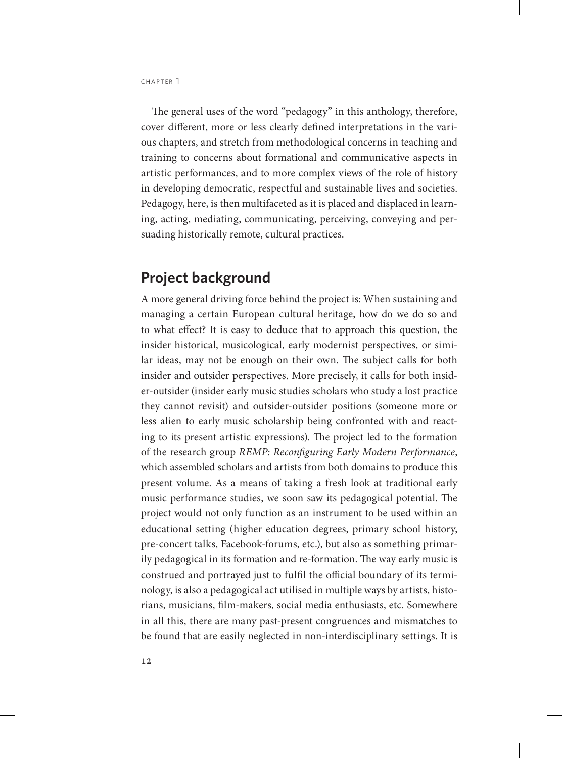The general uses of the word "pedagogy" in this anthology, therefore, cover different, more or less clearly defined interpretations in the various chapters, and stretch from methodological concerns in teaching and training to concerns about formational and communicative aspects in artistic performances, and to more complex views of the role of history in developing democratic, respectful and sustainable lives and societies. Pedagogy, here, is then multifaceted as it is placed and displaced in learning, acting, mediating, communicating, perceiving, conveying and persuading historically remote, cultural practices.

## Project background

A more general driving force behind the project is: When sustaining and managing a certain European cultural heritage, how do we do so and to what effect? It is easy to deduce that to approach this question, the insider historical, musicological, early modernist perspectives, or similar ideas, may not be enough on their own. The subject calls for both insider and outsider perspectives. More precisely, it calls for both insider-outsider (insider early music studies scholars who study a lost practice they cannot revisit) and outsider-outsider positions (someone more or less alien to early music scholarship being confronted with and reacting to its present artistic expressions). The project led to the formation of the research group *REMP: Reconfiguring Early Modern Performance*, which assembled scholars and artists from both domains to produce this present volume. As a means of taking a fresh look at traditional early music performance studies, we soon saw its pedagogical potential. The project would not only function as an instrument to be used within an educational setting (higher education degrees, primary school history, pre-concert talks, Facebook-forums, etc.), but also as something primarily pedagogical in its formation and re-formation. The way early music is construed and portrayed just to fulfil the official boundary of its terminology, is also a pedagogical act utilised in multiple ways by artists, historians, musicians, film-makers, social media enthusiasts, etc. Somewhere in all this, there are many past-present congruences and mismatches to be found that are easily neglected in non-interdisciplinary settings. It is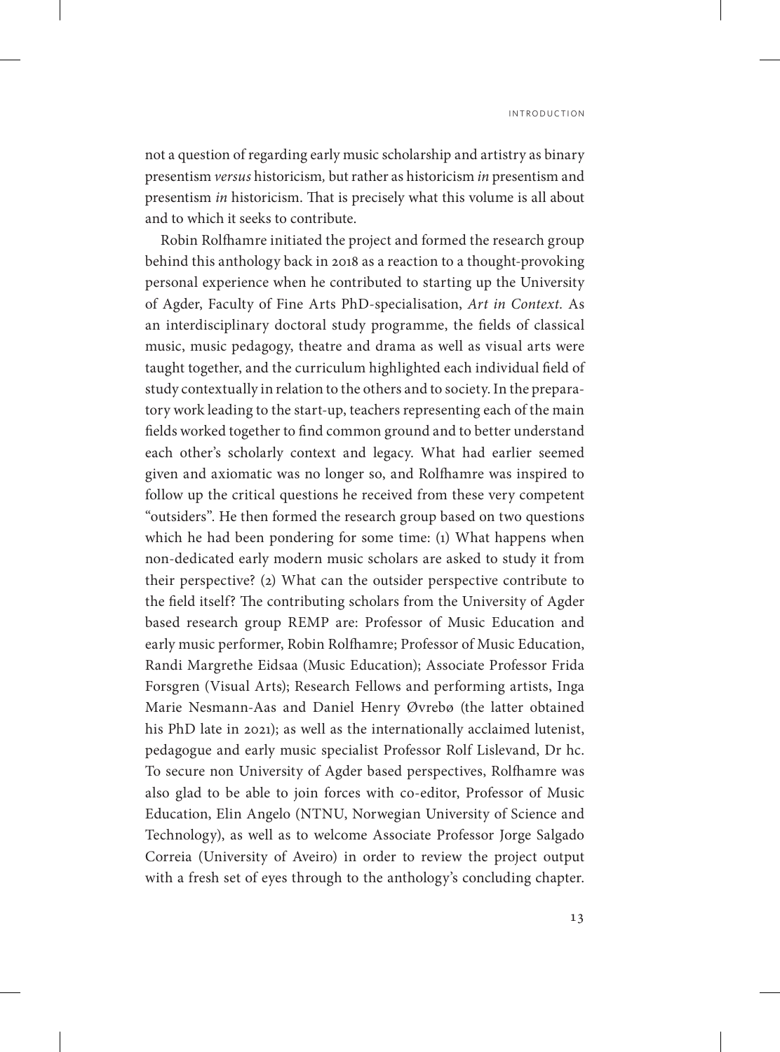not a question of regarding early music scholarship and artistry as binary presentism *versus* historicism, but rather as historicism *in* presentism and presentism *in* historicism. That is precisely what this volume is all about and to which it seeks to contribute.

Robin Rolfhamre initiated the project and formed the research group behind this anthology back in 2018 as a reaction to a thought-provoking personal experience when he contributed to starting up the University of Agder, Faculty of Fine Arts PhD-specialisation, *Art in Context*. As an interdisciplinary doctoral study programme, the fields of classical music, music pedagogy, theatre and drama as well as visual arts were taught together, and the curriculum highlighted each individual field of study contextually in relation to the others and to society. In the preparatory work leading to the start-up, teachers representing each of the main fields worked together to find common ground and to better understand each other's scholarly context and legacy. What had earlier seemed given and axiomatic was no longer so, and Rolfhamre was inspired to follow up the critical questions he received from these very competent "outsiders". He then formed the research group based on two questions which he had been pondering for some time: (1) What happens when non-dedicated early modern music scholars are asked to study it from their perspective? (2) What can the outsider perspective contribute to the field itself? The contributing scholars from the University of Agder based research group REMP are: Professor of Music Education and early music performer, Robin Rolfhamre; Professor of Music Education, Randi Margrethe Eidsaa (Music Education); Associate Professor Frida Forsgren (Visual Arts); Research Fellows and performing artists, Inga Marie Nesmann-Aas and Daniel Henry Øvrebø (the latter obtained his PhD late in 2021); as well as the internationally acclaimed lutenist, pedagogue and early music specialist Professor Rolf Lislevand, Dr hc. To secure non University of Agder based perspectives, Rolfhamre was also glad to be able to join forces with co-editor, Professor of Music Education, Elin Angelo (NTNU, Norwegian University of Science and Technology), as well as to welcome Associate Professor Jorge Salgado Correia (University of Aveiro) in order to review the project output with a fresh set of eyes through to the anthology's concluding chapter.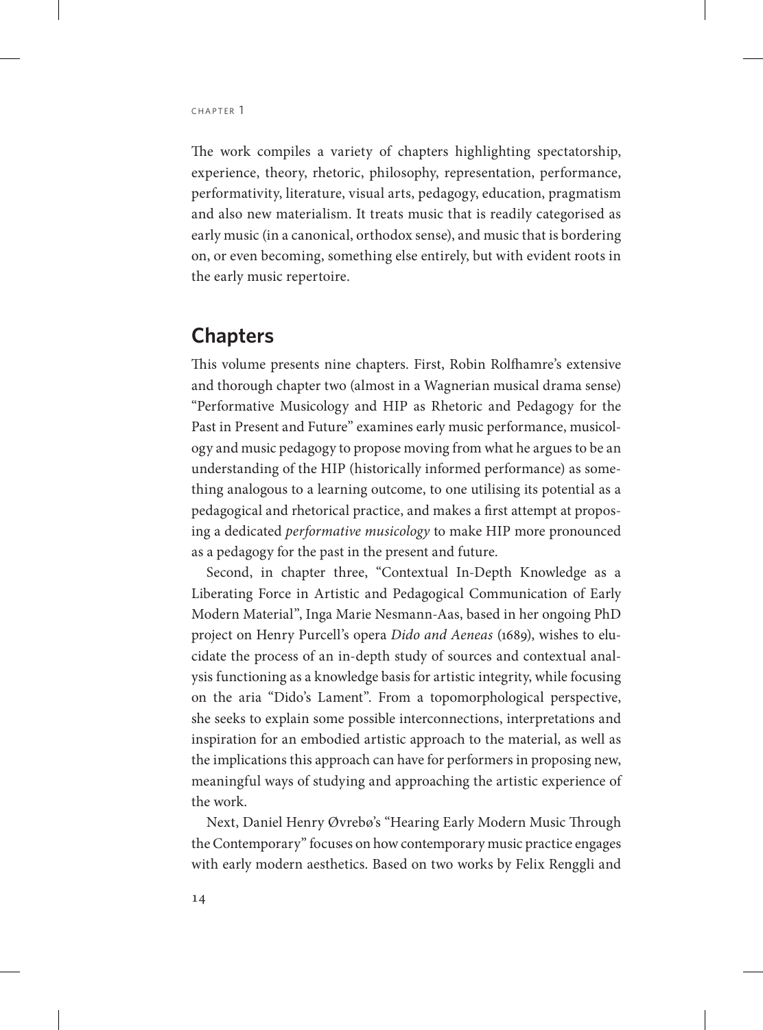The work compiles a variety of chapters highlighting spectatorship, experience, theory, rhetoric, philosophy, representation, performance, performativity, literature, visual arts, pedagogy, education, pragmatism and also new materialism. It treats music that is readily categorised as early music (in a canonical, orthodox sense), and music that is bordering on, or even becoming, something else entirely, but with evident roots in the early music repertoire.

## Chapters

This volume presents nine chapters. First, Robin Rolfhamre's extensive and thorough chapter two (almost in a Wagnerian musical drama sense) "Performative Musicology and HIP as Rhetoric and Pedagogy for the Past in Present and Future" examines early music performance, musicology and music pedagogy to propose moving from what he argues to be an understanding of the HIP (historically informed performance) as something analogous to a learning outcome, to one utilising its potential as a pedagogical and rhetorical practice, and makes a first attempt at proposing a dedicated *performative musicology* to make HIP more pronounced as a pedagogy for the past in the present and future.

Second, in chapter three, "Contextual In-Depth Knowledge as a Liberating Force in Artistic and Pedagogical Communication of Early Modern Material", Inga Marie Nesmann-Aas, based in her ongoing PhD project on Henry Purcell's opera *Dido and Aeneas* (1689), wishes to elucidate the process of an in-depth study of sources and contextual analysis functioning as a knowledge basis for artistic integrity, while focusing on the aria "Dido's Lament". From a topomorphological perspective, she seeks to explain some possible interconnections, interpretations and inspiration for an embodied artistic approach to the material, as well as the implications this approach can have for performers in proposing new, meaningful ways of studying and approaching the artistic experience of the work.

Next, Daniel Henry Øvrebø's "Hearing Early Modern Music Through the Contemporary" focuses on how contemporary music practice engages with early modern aesthetics. Based on two works by Felix Renggli and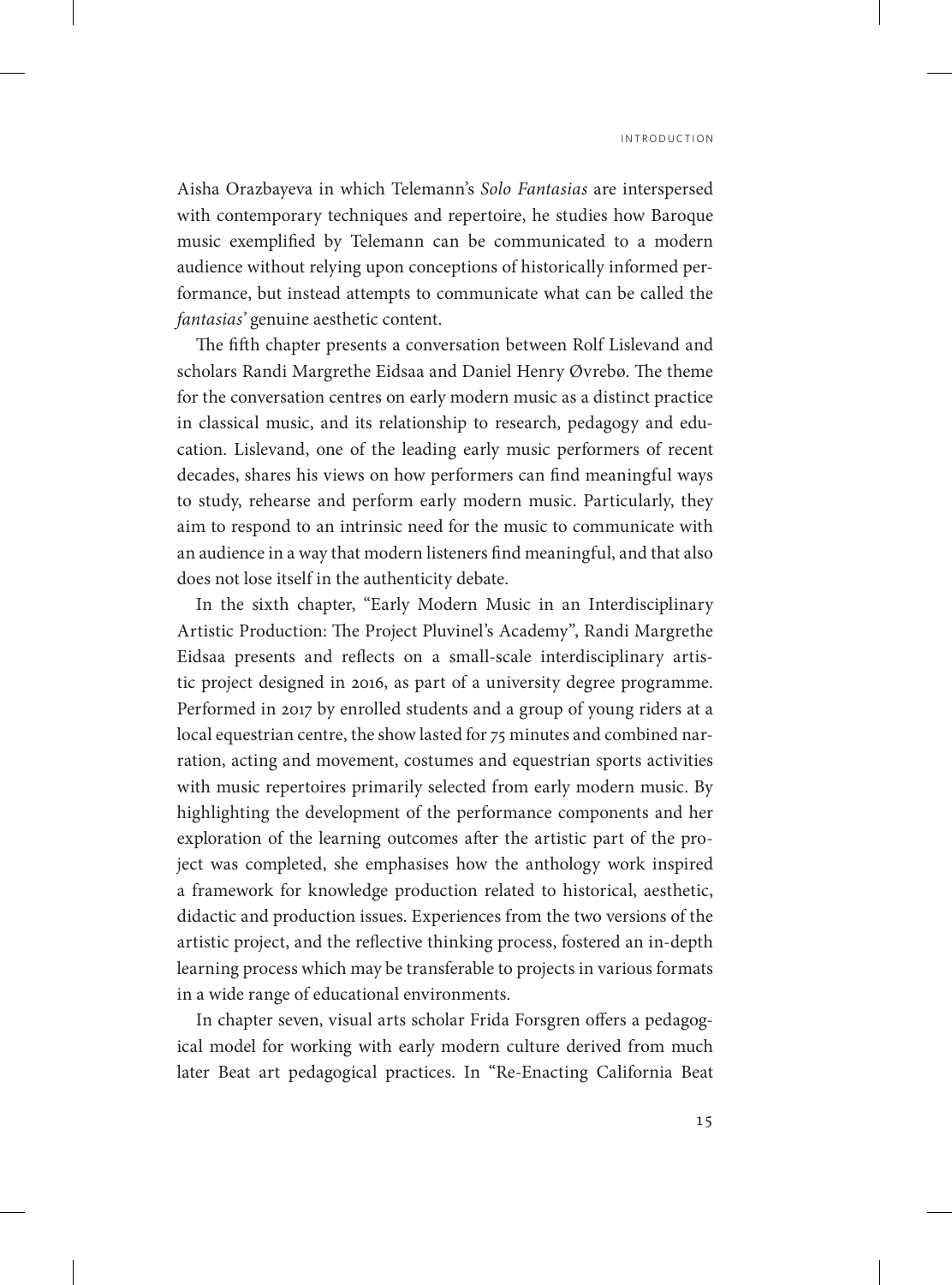Aisha Orazbayeva in which Telemann's *Solo Fantasias* are interspersed with contemporary techniques and repertoire, he studies how Baroque music exemplified by Telemann can be communicated to a modern audience without relying upon conceptions of historically informed performance, but instead attempts to communicate what can be called the *fantasias'* genuine aesthetic content.

The fifth chapter presents a conversation between Rolf Lislevand and scholars Randi Margrethe Eidsaa and Daniel Henry Øvrebø. The theme for the conversation centres on early modern music as a distinct practice in classical music, and its relationship to research, pedagogy and education. Lislevand, one of the leading early music performers of recent decades, shares his views on how performers can find meaningful ways to study, rehearse and perform early modern music. Particularly, they aim to respond to an intrinsic need for the music to communicate with an audience in a way that modern listeners find meaningful, and that also does not lose itself in the authenticity debate.

In the sixth chapter, "Early Modern Music in an Interdisciplinary Artistic Production: The Project Pluvinel's Academy", Randi Margrethe Eidsaa presents and reflects on a small-scale interdisciplinary artistic project designed in 2016, as part of a university degree programme. Performed in 2017 by enrolled students and a group of young riders at a local equestrian centre, the show lasted for 75 minutes and combined narration, acting and movement, costumes and equestrian sports activities with music repertoires primarily selected from early modern music. By highlighting the development of the performance components and her exploration of the learning outcomes after the artistic part of the project was completed, she emphasises how the anthology work inspired a framework for knowledge production related to historical, aesthetic, didactic and production issues. Experiences from the two versions of the artistic project, and the reflective thinking process, fostered an in-depth learning process which may be transferable to projects in various formats in a wide range of educational environments.

In chapter seven, visual arts scholar Frida Forsgren offers a pedagogical model for working with early modern culture derived from much later Beat art pedagogical practices. In "Re-Enacting California Beat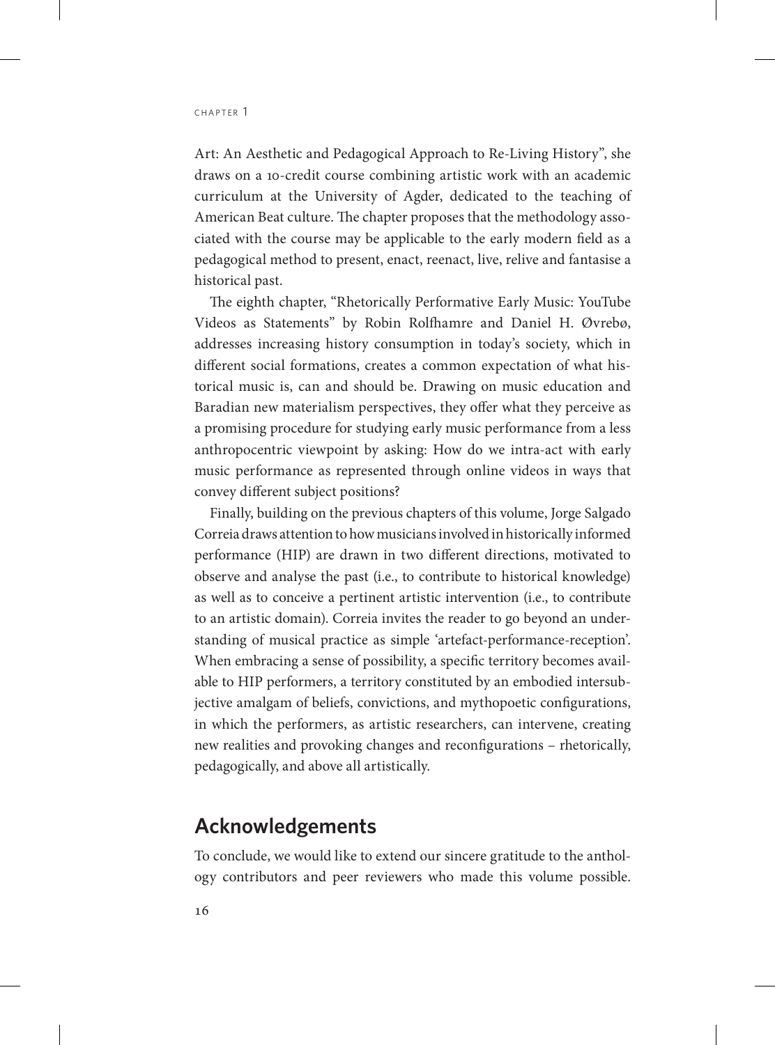Art: An Aesthetic and Pedagogical Approach to Re-Living History", she draws on a 10-credit course combining artistic work with an academic curriculum at the University of Agder, dedicated to the teaching of American Beat culture. The chapter proposes that the methodology associated with the course may be applicable to the early modern field as a pedagogical method to present, enact, reenact, live, relive and fantasise a historical past.

The eighth chapter, "Rhetorically Performative Early Music: YouTube Videos as Statements" by Robin Rolfhamre and Daniel H. Øvrebø, addresses increasing history consumption in today's society, which in different social formations, creates a common expectation of what historical music is, can and should be. Drawing on music education and Baradian new materialism perspectives, they offer what they perceive as a promising procedure for studying early music performance from a less anthropocentric viewpoint by asking: How do we intra-act with early music performance as represented through online videos in ways that convey different subject positions?

Finally, building on the previous chapters of this volume, Jorge Salgado Correia draws attention to how musicians involved in historically informed performance (HIP) are drawn in two different directions, motivated to observe and analyse the past (i.e., to contribute to historical knowledge) as well as to conceive a pertinent artistic intervention (i.e., to contribute to an artistic domain). Correia invites the reader to go beyond an understanding of musical practice as simple 'artefact-performance-reception'. When embracing a sense of possibility, a specific territory becomes available to HIP performers, a territory constituted by an embodied intersubjective amalgam of beliefs, convictions, and mythopoetic configurations, in which the performers, as artistic researchers, can intervene, creating new realities and provoking changes and reconfigurations – rhetorically, pedagogically, and above all artistically.

## Acknowledgements

To conclude, we would like to extend our sincere gratitude to the anthology contributors and peer reviewers who made this volume possible.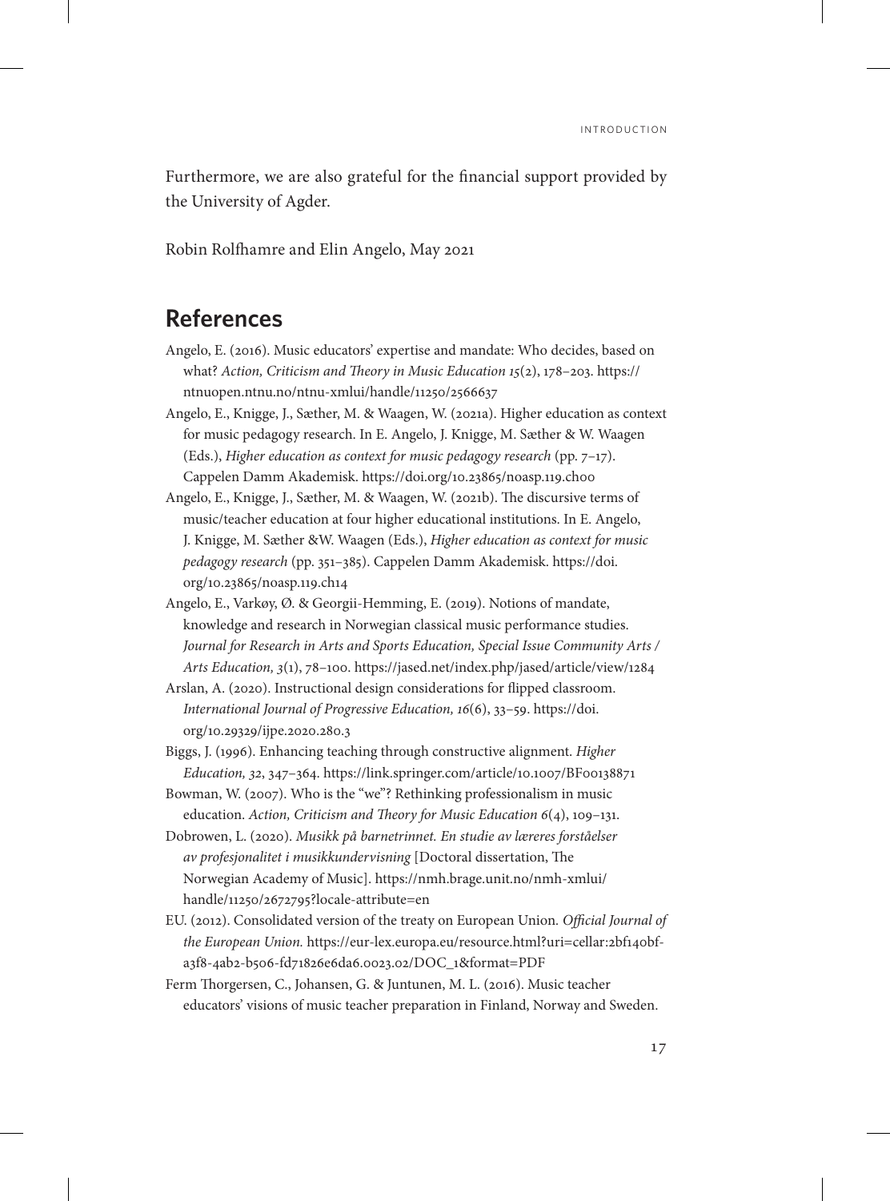Furthermore, we are also grateful for the financial support provided by the University of Agder.

Robin Rolfhamre and Elin Angelo, May 2021

## References

Angelo, E. (2016). Music educators' expertise and mandate: Who decides, based on what? *Action, Criticism and Theory in Music Education 15*(2), 178–203. https://ntnuopen.ntnu.no/ntnu-xmlui/handle/11250/2566637

Angelo, E., Knigge, J., Sæther, M. & Waagen, W. (2021a). Higher education as context for music pedagogy research. In E. Angelo, J. Knigge, M. Sæther & W. Waagen (Eds.), *Higher education as context for music pedagogy research* (pp. 7–17). Cappelen Damm Akademisk. https://doi.org/10.23865/noasp.119.ch00

Angelo, E., Knigge, J., Sæther, M. & Waagen, W. (2021b). The discursive terms of music/teacher education at four higher educational institutions. In E. Angelo, J. Knigge, M. Sæther &W. Waagen (Eds.), *Higher education as context for music pedagogy research* (pp. 351–385). Cappelen Damm Akademisk. https://doi.org/10.23865/noasp.119.ch14

Angelo, E., Varkøy, Ø. & Georgii-Hemming, E. (2019). Notions of mandate, knowledge and research in Norwegian classical music performance studies. *Journal for Research in Arts and Sports Education, Special Issue Community Arts / Arts Education, 3*(1), 78–100. https://jased.net/index.php/jased/article/view/1284

Arslan, A. (2020). Instructional design considerations for flipped classroom. *International Journal of Progressive Education, 16*(6), 33–59. https://doi.org/10.29329/ijpe.2020.280.3

Biggs, J. (1996). Enhancing teaching through constructive alignment. *Higher Education, 32*, 347–364. https://link.springer.com/article/10.1007/BF00138871

Bowman, W. (2007). Who is the "we"? Rethinking professionalism in music education. *Action, Criticism and Theory for Music Education 6*(4), 109–131.

Dobrowen, L. (2020). *Musikk på barnetrinnet. En studie av læreres forståelser av profesjonalitet i musikkundervisning* [Doctoral dissertation, The Norwegian Academy of Music]. https://nmh.brage.unit.no/nmh-xmlui/handle/11250/2672795?locale-attribute=en

EU. (2012). Consolidated version of the treaty on European Union. *Official Journal of the European Union.* https://eur-lex.europa.eu/resource.html?uri=cellar:2bf140bf-a3f8-4ab2-b506-fd71826e6da6.0023.02/DOC_1&format=PDF

Ferm Thorgersen, C., Johansen, G. & Juntunen, M. L. (2016). Music teacher educators' visions of music teacher preparation in Finland, Norway and Sweden.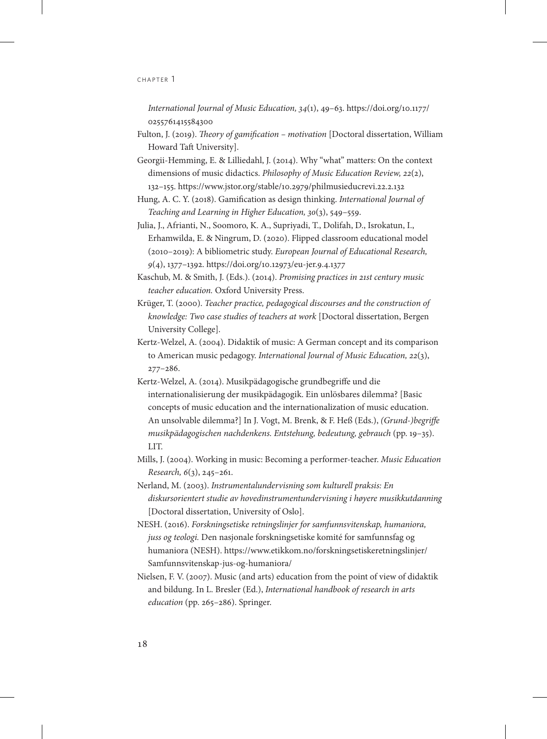*International Journal of Music Education, 34*(1), 49–63. https://doi.org/10.1177/0255761415584300

Fulton, J. (2019). *Theory of gamification – motivation* [Doctoral dissertation, William Howard Taft University].

Georgii-Hemming, E. & Lilliedahl, J. (2014). Why "what" matters: On the context dimensions of music didactics. *Philosophy of Music Education Review, 22*(2), 132–155. https://www.jstor.org/stable/10.2979/philmusieducrevi.22.2.132

Hung, A. C. Y. (2018). Gamification as design thinking. *International Journal of Teaching and Learning in Higher Education, 30*(3), 549–559.

Julia, J., Afrianti, N., Soomoro, K. A., Supriyadi, T., Dolifah, D., Isrokatun, I., Erhamwilda, E. & Ningrum, D. (2020). Flipped classroom educational model (2010–2019): A bibliometric study. *European Journal of Educational Research, 9*(4), 1377–1392. https://doi.org/10.12973/eu-jer.9.4.1377

Kaschub, M. & Smith, J. (Eds.). (2014). *Promising practices in 21st century music teacher education.* Oxford University Press.

Krüger, T. (2000). *Teacher practice, pedagogical discourses and the construction of knowledge: Two case studies of teachers at work* [Doctoral dissertation, Bergen University College].

Kertz-Welzel, A. (2004). Didaktik of music: A German concept and its comparison to American music pedagogy. *International Journal of Music Education, 22*(3), 277–286.

Kertz-Welzel, A. (2014). Musikpädagogische grundbegriffe und die internationalisierung der musikpädagogik. Ein unlösbares dilemma? [Basic concepts of music education and the internationalization of music education. An unsolvable dilemma?] In J. Vogt, M. Brenk, & F. Heß (Eds.), *(Grund-)begriffe musikpädagogischen nachdenkens. Entstehung, bedeutung, gebrauch* (pp. 19–35). LIT.

Mills, J. (2004). Working in music: Becoming a performer-teacher. *Music Education Research, 6*(3), 245–261.

Nerland, M. (2003). *Instrumentalundervisning som kulturell praksis: En diskursorientert studie av hovedinstrumentundervisning i høyere musikkutdanning* [Doctoral dissertation, University of Oslo].

NESH. (2016). *Forskningsetiske retningslinjer for samfunnsvitenskap, humaniora, juss og teologi.* Den nasjonale forskningsetiske komité for samfunnsfag og humaniora (NESH). https://www.etikkom.no/forskningsetiskeretningslinjer/Samfunnsvitenskap-jus-og-humaniora/

Nielsen, F. V. (2007). Music (and arts) education from the point of view of didaktik and bildung. In L. Bresler (Ed.), *International handbook of research in arts education* (pp. 265–286). Springer.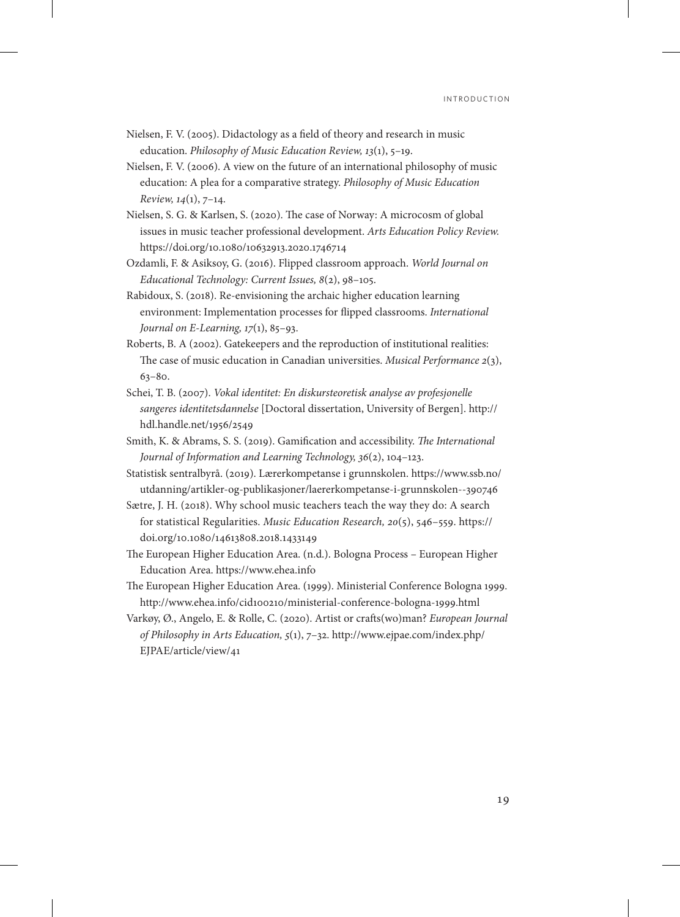Nielsen, F. V. (2005). Didactology as a field of theory and research in music education. *Philosophy of Music Education Review, 13*(1), 5–19.

Nielsen, F. V. (2006). A view on the future of an international philosophy of music education: A plea for a comparative strategy. *Philosophy of Music Education Review, 14*(1), 7–14.

Nielsen, S. G. & Karlsen, S. (2020). The case of Norway: A microcosm of global issues in music teacher professional development. *Arts Education Policy Review.* https://doi.org/10.1080/10632913.2020.1746714

Ozdamli, F. & Asiksoy, G. (2016). Flipped classroom approach. *World Journal on Educational Technology: Current Issues, 8*(2), 98–105.

Rabidoux, S. (2018). Re-envisioning the archaic higher education learning environment: Implementation processes for flipped classrooms. *International Journal on E-Learning, 17*(1), 85–93.

Roberts, B. A (2002). Gatekeepers and the reproduction of institutional realities: The case of music education in Canadian universities. *Musical Performance 2*(3), 63–80.

Schei, T. B. (2007). *Vokal identitet: En diskursteoretisk analyse av profesjonelle sangeres identitetsdannelse* [Doctoral dissertation, University of Bergen]. http://hdl.handle.net/1956/2549

Smith, K. & Abrams, S. S. (2019). Gamification and accessibility. *The International Journal of Information and Learning Technology, 36*(2), 104–123.

Statistisk sentralbyrå. (2019). Lærerkompetanse i grunnskolen. https://www.ssb.no/utdanning/artikler-og-publikasjoner/laererkompetanse-i-grunnskolen--390746

Sætre, J. H. (2018). Why school music teachers teach the way they do: A search for statistical Regularities. *Music Education Research, 20*(5), 546–559. https://doi.org/10.1080/14613808.2018.1433149

The European Higher Education Area. (n.d.). Bologna Process – European Higher Education Area. https://www.ehea.info

The European Higher Education Area. (1999). Ministerial Conference Bologna 1999. http://www.ehea.info/cid100210/ministerial-conference-bologna-1999.html

Varkøy, Ø., Angelo, E. & Rolle, C. (2020). Artist or crafts(wo)man? *European Journal of Philosophy in Arts Education, 5*(1), 7–32. http://www.ejpae.com/index.php/EJPAE/article/view/41